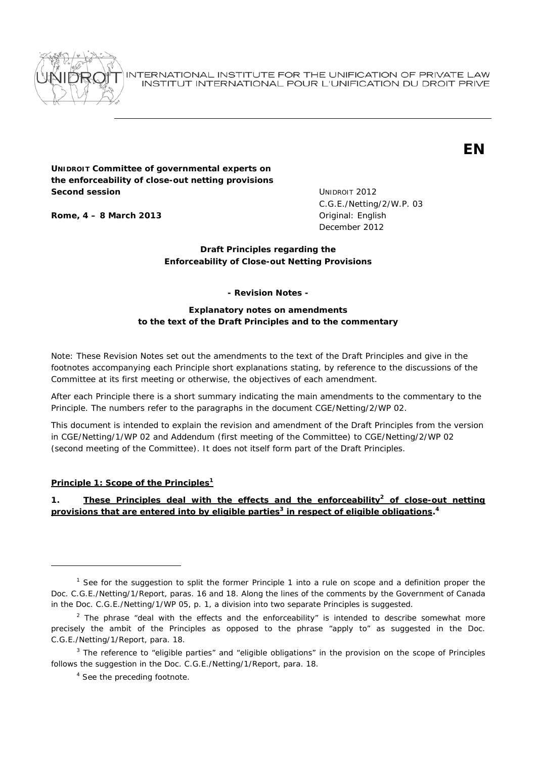INTERNATIONAL INSTITUTE FOR THE UNIFICATION OF PRIVATE LAW
INSTITUT INTERNATIONAL POUR L'UNIFICATION DU DROIT PRIVE

**EN**

**UNIDROIT Committee of governmental experts on the enforceability of close-out netting provisions**
**Second session**

**Rome, 4 – 8 March 2013**

UNIDROIT 2012
C.G.E./Netting/2/W.P. 03
Original: English
December 2012

**Draft Principles regarding the Enforceability of Close-out Netting Provisions**

**- Revision Notes -**

**Explanatory notes on amendments to the text of the Draft Principles and to the commentary**

Note: These Revision Notes set out the amendments to the text of the Draft Principles and give in the footnotes accompanying each Principle short explanations stating, by reference to the discussions of the Committee at its first meeting or otherwise, the objectives of each amendment.

After each Principle there is a short summary indicating the main amendments to the commentary to the Principle. The numbers refer to the paragraphs in the document CGE/Netting/2/WP 02.

This document is intended to explain the revision and amendment of the Draft Principles from the version in CGE/Netting/1/WP 02 and Addendum (first meeting of the Committee) to CGE/Netting/2/WP 02 (second meeting of the Committee). It does not itself form part of the Draft Principles.

**Principle 1: Scope of the Principles[1]**

**1. These Principles deal with the effects and the enforceability[2] of close-out netting provisions that are entered into by eligible parties[3] in respect of eligible obligations.[4]**

---

[1] See for the suggestion to split the former Principle 1 into a rule on scope and a definition proper the Doc. C.G.E./Netting/1/Report, paras. 16 and 18. Along the lines of the comments by the Government of Canada in the Doc. C.G.E./Netting/1/WP 05, p. 1, a division into two separate Principles is suggested.

[2] The phrase "deal with the effects and the enforceability" is intended to describe somewhat more precisely the ambit of the Principles as opposed to the phrase "apply to" as suggested in the Doc. C.G.E./Netting/1/Report, para. 18.

[3] The reference to "eligible parties" and "eligible obligations" in the provision on the scope of Principles follows the suggestion in the Doc. C.G.E./Netting/1/Report, para. 18.

[4] See the preceding footnote.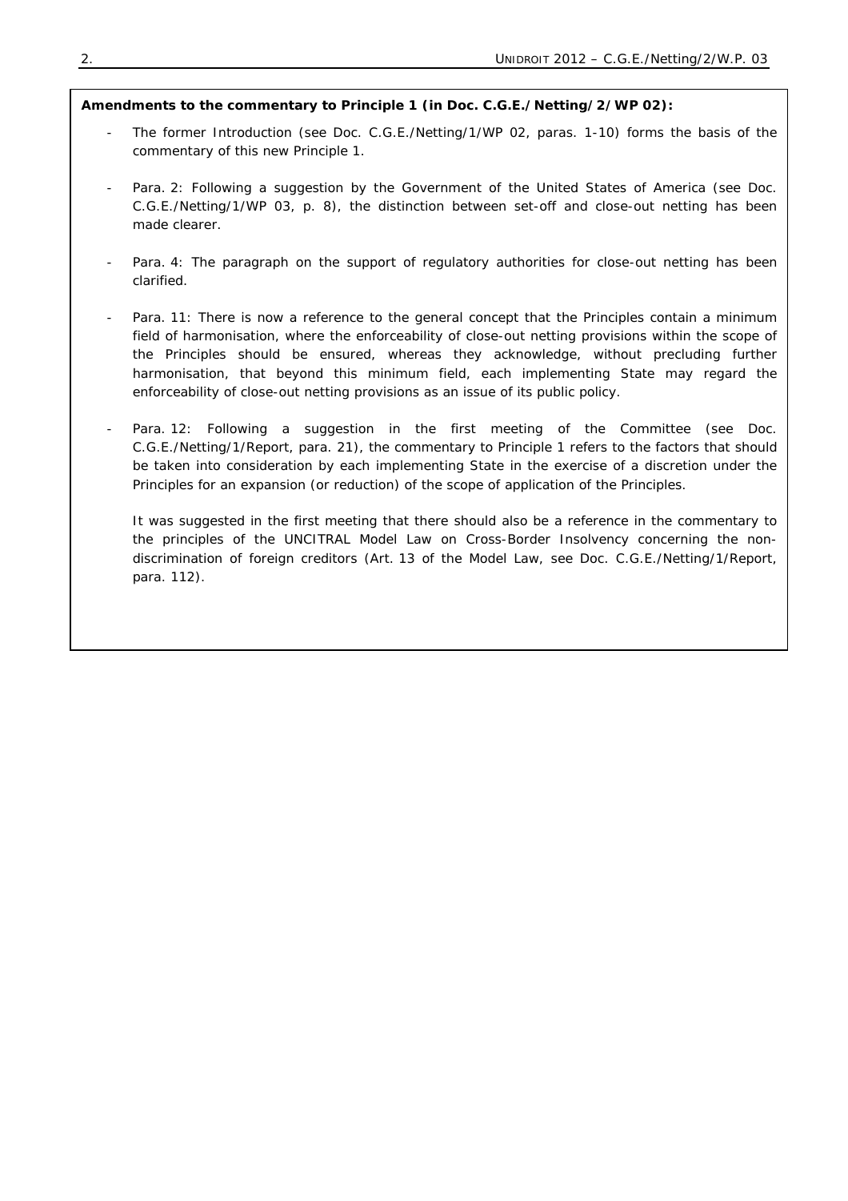**Amendments to the commentary to Principle 1 (in Doc. C.G.E./Netting/2/WP 02):**

- The former Introduction (see Doc. C.G.E./Netting/1/WP 02, paras. 1-10) forms the basis of the commentary of this new Principle 1.
- Para. 2: Following a suggestion by the Government of the United States of America (see Doc. C.G.E./Netting/1/WP 03, p. 8), the distinction between set-off and close-out netting has been made clearer.
- Para. 4: The paragraph on the support of regulatory authorities for close-out netting has been clarified.
- Para. 11: There is now a reference to the general concept that the Principles contain a minimum field of harmonisation, where the enforceability of close-out netting provisions within the scope of the Principles should be ensured, whereas they acknowledge, without precluding further harmonisation, that beyond this minimum field, each implementing State may regard the enforceability of close-out netting provisions as an issue of its public policy.
- Para. 12: Following a suggestion in the first meeting of the Committee (see Doc. C.G.E./Netting/1/Report, para. 21), the commentary to Principle 1 refers to the factors that should be taken into consideration by each implementing State in the exercise of a discretion under the Principles for an expansion (or reduction) of the scope of application of the Principles.

  It was suggested in the first meeting that there should also be a reference in the commentary to the principles of the UNCITRAL Model Law on Cross-Border Insolvency concerning the non-discrimination of foreign creditors (Art. 13 of the Model Law, see Doc. C.G.E./Netting/1/Report, para. 112).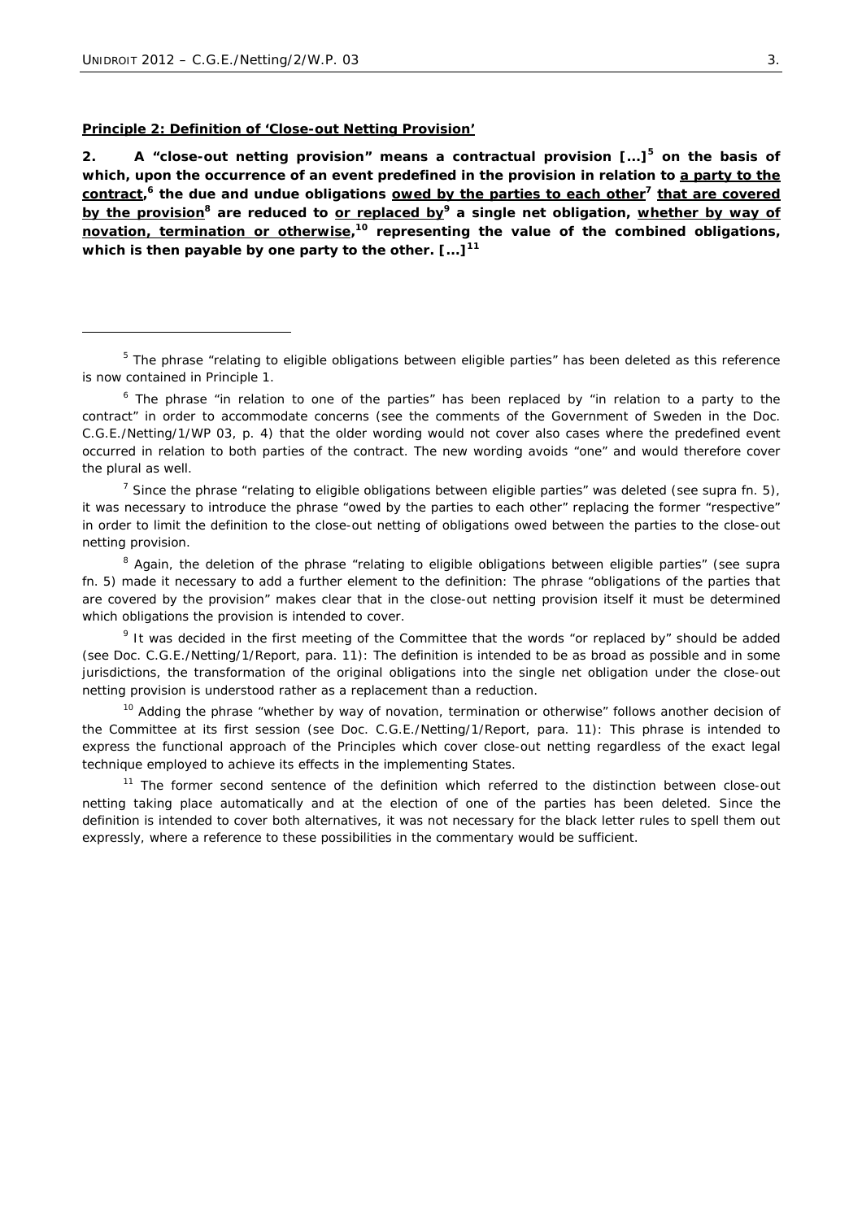**<u>Principle 2: Definition of 'Close-out Netting Provision'</u>**

**2. A "close-out netting provision" means a contractual provision [...][5] on the basis of which, upon the occurrence of an event predefined in the provision in relation to <u>a party to the contract</u>,[6] the due and undue obligations <u>owed by the parties to each other</u>[7] <u>that are covered by the provision</u>[8] are reduced to <u>or replaced by</u>[9] a single net obligation, <u>whether by way of novation, termination or otherwise</u>,[10] representing the value of the combined obligations, which is then payable by one party to the other. [...][11]**

---

[5] The phrase "relating to eligible obligations between eligible parties" has been deleted as this reference is now contained in Principle 1.

[6] The phrase "in relation to one of the parties" has been replaced by "in relation to a party to the contract" in order to accommodate concerns (see the comments of the Government of Sweden in the Doc. C.G.E./Netting/1/WP 03, p. 4) that the older wording would not cover also cases where the predefined event occurred in relation to both parties of the contract. The new wording avoids "one" and would therefore cover the plural as well.

[7] Since the phrase "relating to eligible obligations between eligible parties" was deleted (see supra fn. 5), it was necessary to introduce the phrase "owed by the parties to each other" replacing the former "respective" in order to limit the definition to the close-out netting of obligations owed between the parties to the close-out netting provision.

[8] Again, the deletion of the phrase "relating to eligible obligations between eligible parties" (see supra fn. 5) made it necessary to add a further element to the definition: The phrase "obligations of the parties that are covered by the provision" makes clear that in the close-out netting provision itself it must be determined which obligations the provision is intended to cover.

[9] It was decided in the first meeting of the Committee that the words "or replaced by" should be added (see Doc. C.G.E./Netting/1/Report, para. 11): The definition is intended to be as broad as possible and in some jurisdictions, the transformation of the original obligations into the single net obligation under the close-out netting provision is understood rather as a replacement than a reduction.

[10] Adding the phrase "whether by way of novation, termination or otherwise" follows another decision of the Committee at its first session (see Doc. C.G.E./Netting/1/Report, para. 11): This phrase is intended to express the functional approach of the Principles which cover close-out netting regardless of the exact legal technique employed to achieve its effects in the implementing States.

[11] The former second sentence of the definition which referred to the distinction between close-out netting taking place automatically and at the election of one of the parties has been deleted. Since the definition is intended to cover both alternatives, it was not necessary for the black letter rules to spell them out expressly, where a reference to these possibilities in the commentary would be sufficient.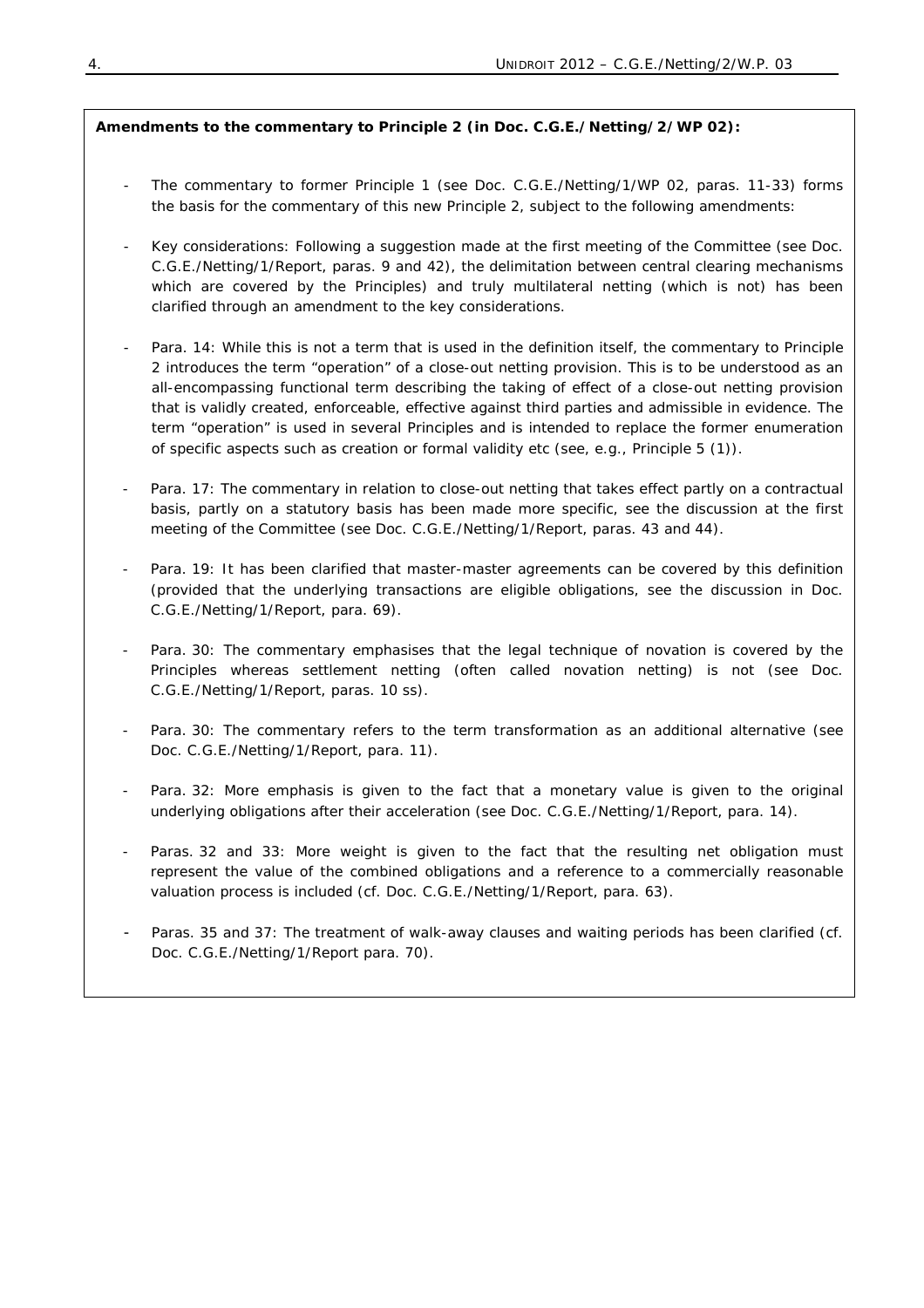**Amendments to the commentary to Principle 2 (in Doc. C.G.E./Netting/2/WP 02):**

- The commentary to former Principle 1 (see Doc. C.G.E./Netting/1/WP 02, paras. 11-33) forms the basis for the commentary of this new Principle 2, subject to the following amendments:

- Key considerations: Following a suggestion made at the first meeting of the Committee (see Doc. C.G.E./Netting/1/Report, paras. 9 and 42), the delimitation between central clearing mechanisms which are covered by the Principles) and truly multilateral netting (which is not) has been clarified through an amendment to the key considerations.

- Para. 14: While this is not a term that is used in the definition itself, the commentary to Principle 2 introduces the term "operation" of a close-out netting provision. This is to be understood as an all-encompassing functional term describing the taking of effect of a close-out netting provision that is validly created, enforceable, effective against third parties and admissible in evidence. The term "operation" is used in several Principles and is intended to replace the former enumeration of specific aspects such as creation or formal validity etc (see, e.g., Principle 5 (1)).

- Para. 17: The commentary in relation to close-out netting that takes effect partly on a contractual basis, partly on a statutory basis has been made more specific, see the discussion at the first meeting of the Committee (see Doc. C.G.E./Netting/1/Report, paras. 43 and 44).

- Para. 19: It has been clarified that master-master agreements can be covered by this definition (provided that the underlying transactions are eligible obligations, see the discussion in Doc. C.G.E./Netting/1/Report, para. 69).

- Para. 30: The commentary emphasises that the legal technique of novation is covered by the Principles whereas settlement netting (often called novation netting) is not (see Doc. C.G.E./Netting/1/Report, paras. 10 ss).

- Para. 30: The commentary refers to the term transformation as an additional alternative (see Doc. C.G.E./Netting/1/Report, para. 11).

- Para. 32: More emphasis is given to the fact that a monetary value is given to the original underlying obligations after their acceleration (see Doc. C.G.E./Netting/1/Report, para. 14).

- Paras. 32 and 33: More weight is given to the fact that the resulting net obligation must represent the value of the combined obligations and a reference to a commercially reasonable valuation process is included (cf. Doc. C.G.E./Netting/1/Report, para. 63).

- Paras. 35 and 37: The treatment of walk-away clauses and waiting periods has been clarified (cf. Doc. C.G.E./Netting/1/Report para. 70).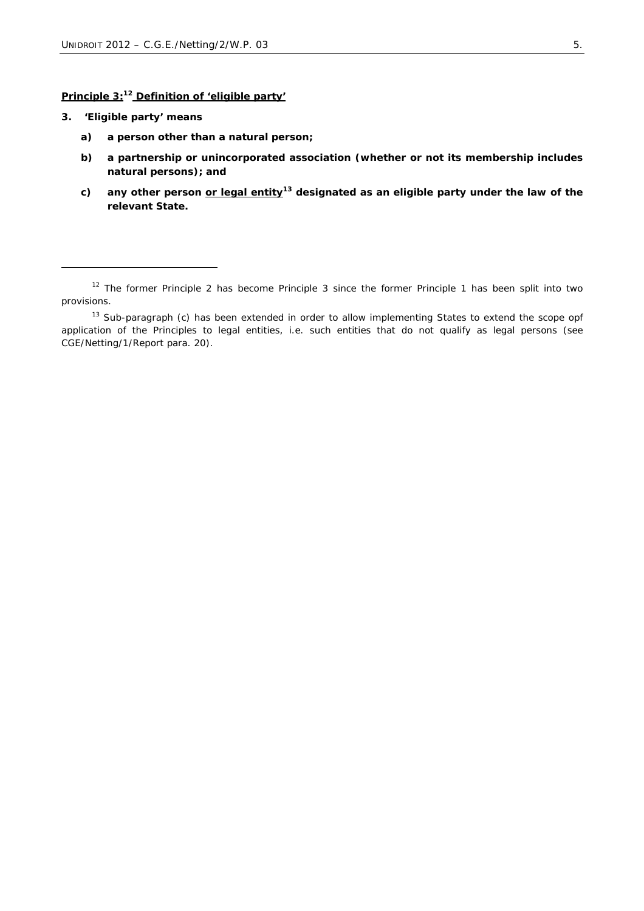**<u>Principle 3:[12] Definition of 'eligible party'</u>**

**3. 'Eligible party' means**

- **a) a person other than a natural person;**
- **b) a partnership or unincorporated association (whether or not its membership includes natural persons); and**
- **c) any other person <u>or legal entity</u>[13] designated as an eligible party under the law of the relevant State.**

---

[12] The former Principle 2 has become Principle 3 since the former Principle 1 has been split into two provisions.

[13] Sub-paragraph (c) has been extended in order to allow implementing States to extend the scope opf application of the Principles to legal entities, i.e. such entities that do not qualify as legal persons (see CGE/Netting/1/Report para. 20).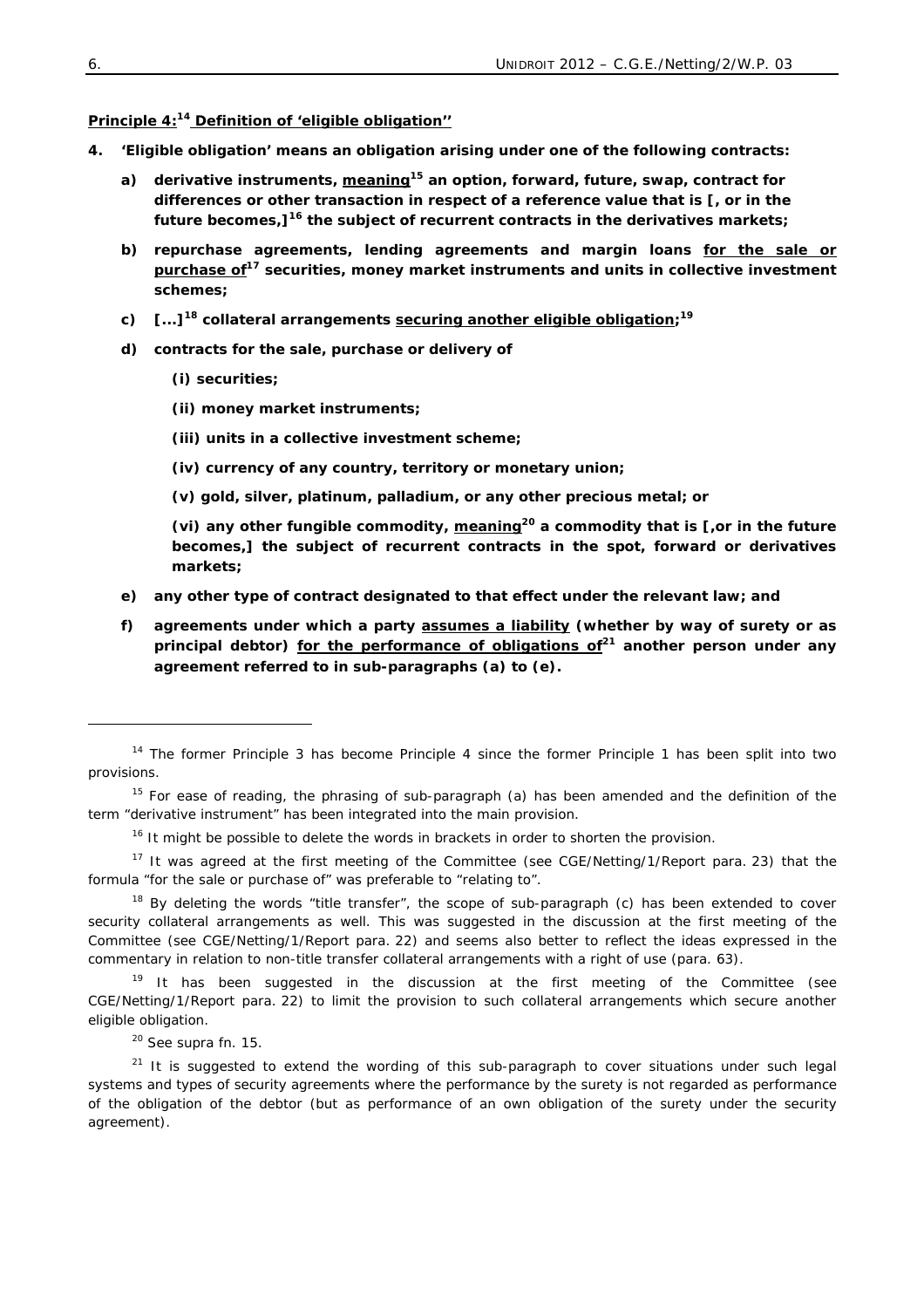**<u>Principle 4:[14] Definition of 'eligible obligation''</u>**

**4. 'Eligible obligation' means an obligation arising under one of the following contracts:**

**a) derivative instruments, <u>meaning</u>[15] an option, forward, future, swap, contract for differences or other transaction in respect of a reference value that is [, or in the future becomes,][16] the subject of recurrent contracts in the derivatives markets;**

**b) repurchase agreements, lending agreements and margin loans <u>for the sale or purchase of</u>[17] securities, money market instruments and units in collective investment schemes;**

**c) [...][18] collateral arrangements <u>securing another eligible obligation</u>;[19]**

**d) contracts for the sale, purchase or delivery of**

**(i) securities;**

**(ii) money market instruments;**

**(iii) units in a collective investment scheme;**

**(iv) currency of any country, territory or monetary union;**

**(v) gold, silver, platinum, palladium, or any other precious metal; or**

**(vi) any other fungible commodity, <u>meaning</u>[20] a commodity that is [,or in the future becomes,] the subject of recurrent contracts in the spot, forward or derivatives markets;**

**e) any other type of contract designated to that effect under the relevant law; and**

**f) agreements under which a party <u>assumes a liability</u> (whether by way of surety or as principal debtor) <u>for the performance of obligations of</u>[21] another person under any agreement referred to in sub-paragraphs (a) to (e).**

---

[14] The former Principle 3 has become Principle 4 since the former Principle 1 has been split into two provisions.

[15] For ease of reading, the phrasing of sub-paragraph (a) has been amended and the definition of the term "derivative instrument" has been integrated into the main provision.

[16] It might be possible to delete the words in brackets in order to shorten the provision.

[17] It was agreed at the first meeting of the Committee (see CGE/Netting/1/Report para. 23) that the formula "for the sale or purchase of" was preferable to "relating to".

[18] By deleting the words "title transfer", the scope of sub-paragraph (c) has been extended to cover security collateral arrangements as well. This was suggested in the discussion at the first meeting of the Committee (see CGE/Netting/1/Report para. 22) and seems also better to reflect the ideas expressed in the commentary in relation to non-title transfer collateral arrangements with a right of use (para. 63).

[19] It has been suggested in the discussion at the first meeting of the Committee (see CGE/Netting/1/Report para. 22) to limit the provision to such collateral arrangements which secure another eligible obligation.

[20] See supra fn. 15.

[21] It is suggested to extend the wording of this sub-paragraph to cover situations under such legal systems and types of security agreements where the performance by the surety is not regarded as performance of the obligation of the debtor (but as performance of an own obligation of the surety under the security agreement).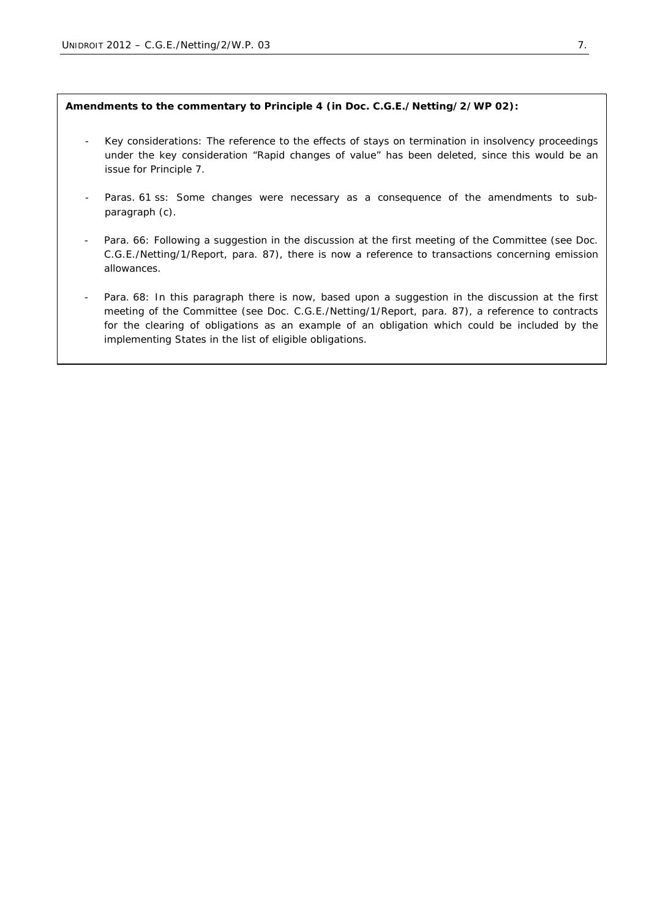**Amendments to the commentary to Principle 4 (in Doc. C.G.E./Netting/2/WP 02):**

- Key considerations: The reference to the effects of stays on termination in insolvency proceedings under the key consideration "Rapid changes of value" has been deleted, since this would be an issue for Principle 7.
- Paras. 61 ss: Some changes were necessary as a consequence of the amendments to sub-paragraph (c).
- Para. 66: Following a suggestion in the discussion at the first meeting of the Committee (see Doc. C.G.E./Netting/1/Report, para. 87), there is now a reference to transactions concerning emission allowances.
- Para. 68: In this paragraph there is now, based upon a suggestion in the discussion at the first meeting of the Committee (see Doc. C.G.E./Netting/1/Report, para. 87), a reference to contracts for the clearing of obligations as an example of an obligation which could be included by the implementing States in the list of eligible obligations.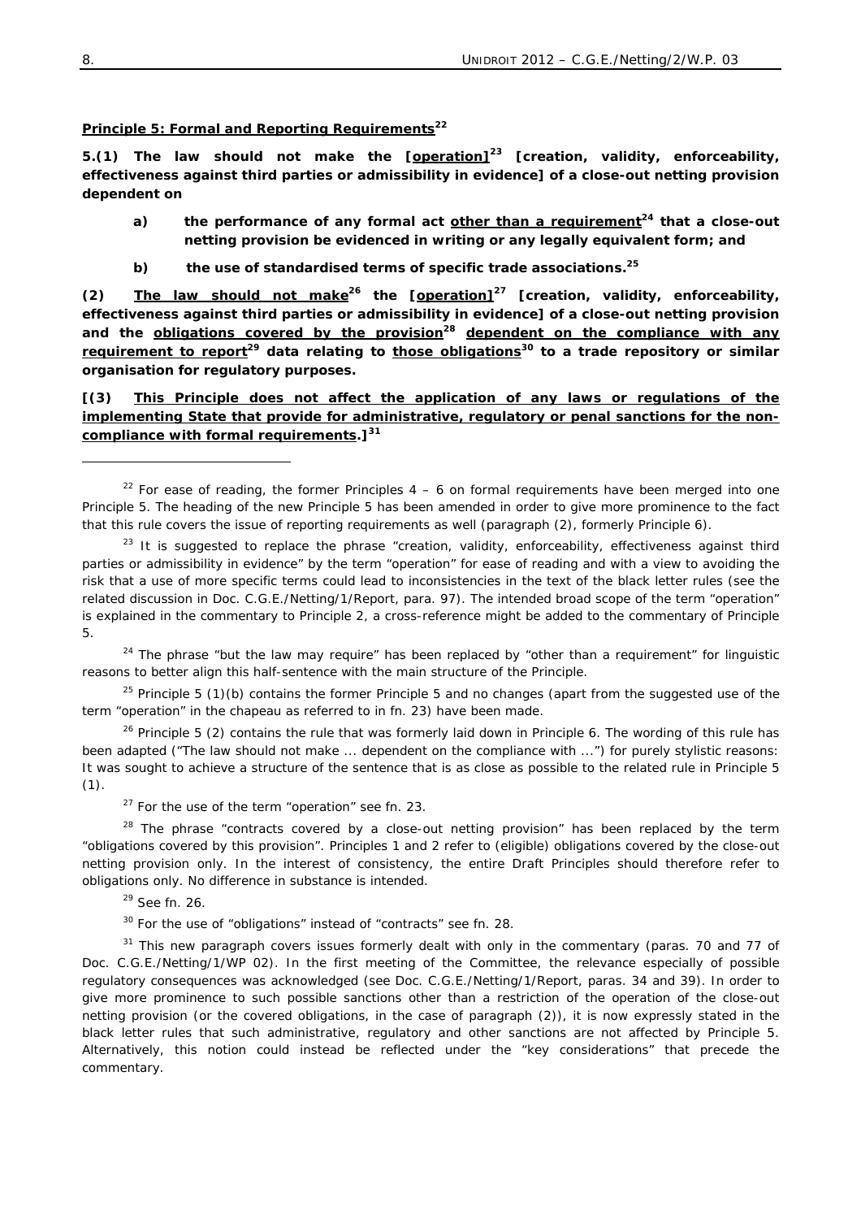**<u>Principle 5: Formal and Reporting Requirements</u>[22]**

**5.(1) The law should not make the [<u>operation]</u>[23] [creation, validity, enforceability, effectiveness against third parties or admissibility in evidence] of a close-out netting provision dependent on**

- **a) the performance of any formal act <u>other than a requirement</u>[24] that a close-out netting provision be evidenced in writing or any legally equivalent form; and**
- **b) the use of standardised terms of specific trade associations.[25]**

**(2) <u>The law should not make</u>[26] the [<u>operation]</u>[27] [creation, validity, enforceability, effectiveness against third parties or admissibility in evidence] of a close-out netting provision and the <u>obligations covered by the provision</u>[28] <u>dependent on the compliance with any requirement to report</u>[29] data relating to <u>those obligations</u>[30] to a trade repository or similar organisation for regulatory purposes.**

**[(3) <u>This Principle does not affect the application of any laws or regulations of the implementing State that provide for administrative, regulatory or penal sanctions for the non-compliance with formal requirements</u>.][31]**

---

[22] *For ease of reading, the former Principles 4 – 6 on formal requirements have been merged into one Principle 5. The heading of the new Principle 5 has been amended in order to give more prominence to the fact that this rule covers the issue of reporting requirements as well (paragraph (2), formerly Principle 6).*

[23] *It is suggested to replace the phrase "creation, validity, enforceability, effectiveness against third parties or admissibility in evidence" by the term "operation" for ease of reading and with a view to avoiding the risk that a use of more specific terms could lead to inconsistencies in the text of the black letter rules (see the related discussion in Doc. C.G.E./Netting/1/Report, para. 97). The intended broad scope of the term "operation" is explained in the commentary to Principle 2, a cross-reference might be added to the commentary of Principle 5.*

[24] *The phrase "but the law may require" has been replaced by "other than a requirement" for linguistic reasons to better align this half-sentence with the main structure of the Principle.*

[25] *Principle 5 (1)(b) contains the former Principle 5 and no changes (apart from the suggested use of the term "operation" in the chapeau as referred to in fn. 23) have been made.*

[26] *Principle 5 (2) contains the rule that was formerly laid down in Principle 6. The wording of this rule has been adapted ("The law should not make ... dependent on the compliance with ...") for purely stylistic reasons: It was sought to achieve a structure of the sentence that is as close as possible to the related rule in Principle 5 (1).*

[27] *For the use of the term "operation" see fn. 23.*

[28] *The phrase "contracts covered by a close-out netting provision" has been replaced by the term "obligations covered by this provision". Principles 1 and 2 refer to (eligible) obligations covered by the close-out netting provision only. In the interest of consistency, the entire Draft Principles should therefore refer to obligations only. No difference in substance is intended.*

[29] *See fn. 26.*

[30] *For the use of "obligations" instead of "contracts" see fn. 28.*

[31] *This new paragraph covers issues formerly dealt with only in the commentary (paras. 70 and 77 of Doc. C.G.E./Netting/1/WP 02). In the first meeting of the Committee, the relevance especially of possible regulatory consequences was acknowledged (see Doc. C.G.E./Netting/1/Report, paras. 34 and 39). In order to give more prominence to such possible sanctions other than a restriction of the operation of the close-out netting provision (or the covered obligations, in the case of paragraph (2)), it is now expressly stated in the black letter rules that such administrative, regulatory and other sanctions are not affected by Principle 5. Alternatively, this notion could instead be reflected under the "key considerations" that precede the commentary.*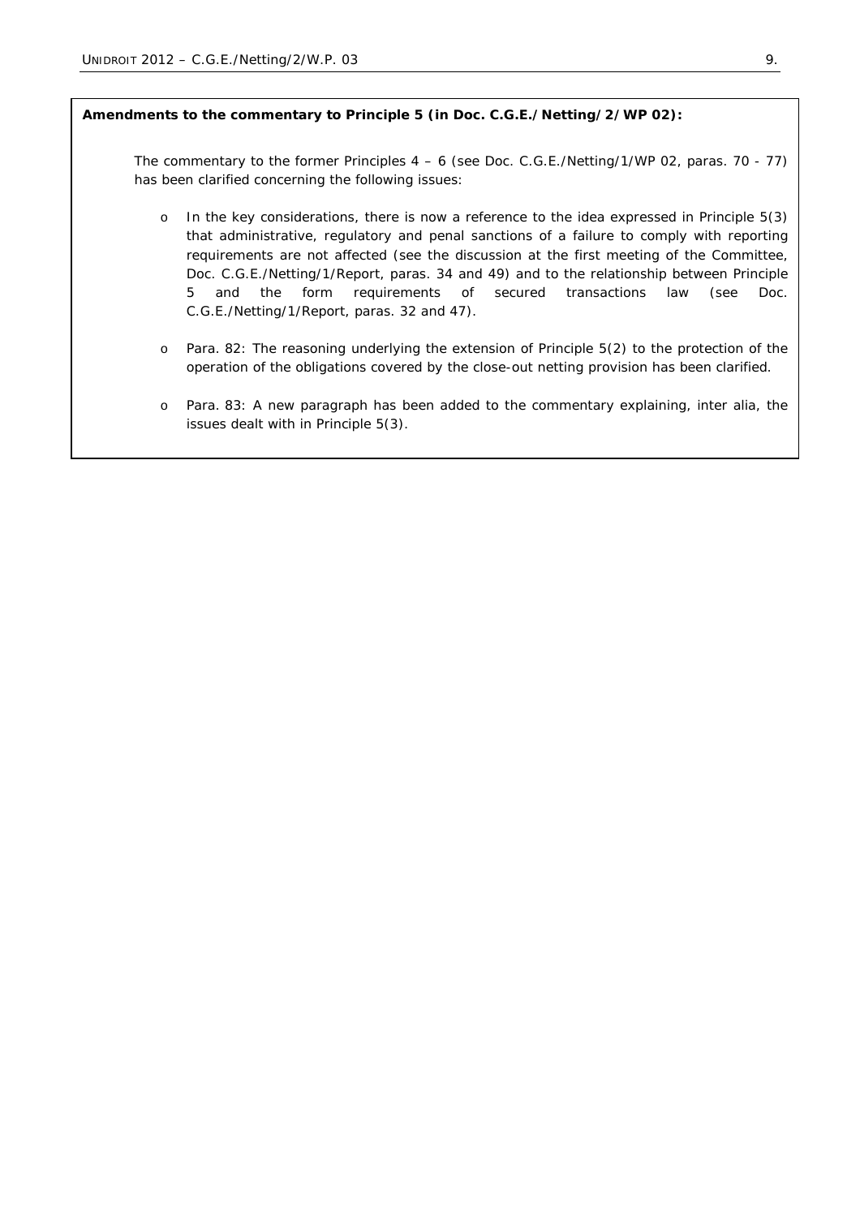**Amendments to the commentary to Principle 5 (in Doc. C.G.E./Netting/2/WP 02):**

The commentary to the former Principles 4 – 6 (see Doc. C.G.E./Netting/1/WP 02, paras. 70 - 77) has been clarified concerning the following issues:

- In the key considerations, there is now a reference to the idea expressed in Principle 5(3) that administrative, regulatory and penal sanctions of a failure to comply with reporting requirements are not affected (see the discussion at the first meeting of the Committee, Doc. C.G.E./Netting/1/Report, paras. 34 and 49) and to the relationship between Principle 5 and the form requirements of secured transactions law (see Doc. C.G.E./Netting/1/Report, paras. 32 and 47).

- Para. 82: The reasoning underlying the extension of Principle 5(2) to the protection of the operation of the obligations covered by the close-out netting provision has been clarified.

- Para. 83: A new paragraph has been added to the commentary explaining, inter alia, the issues dealt with in Principle 5(3).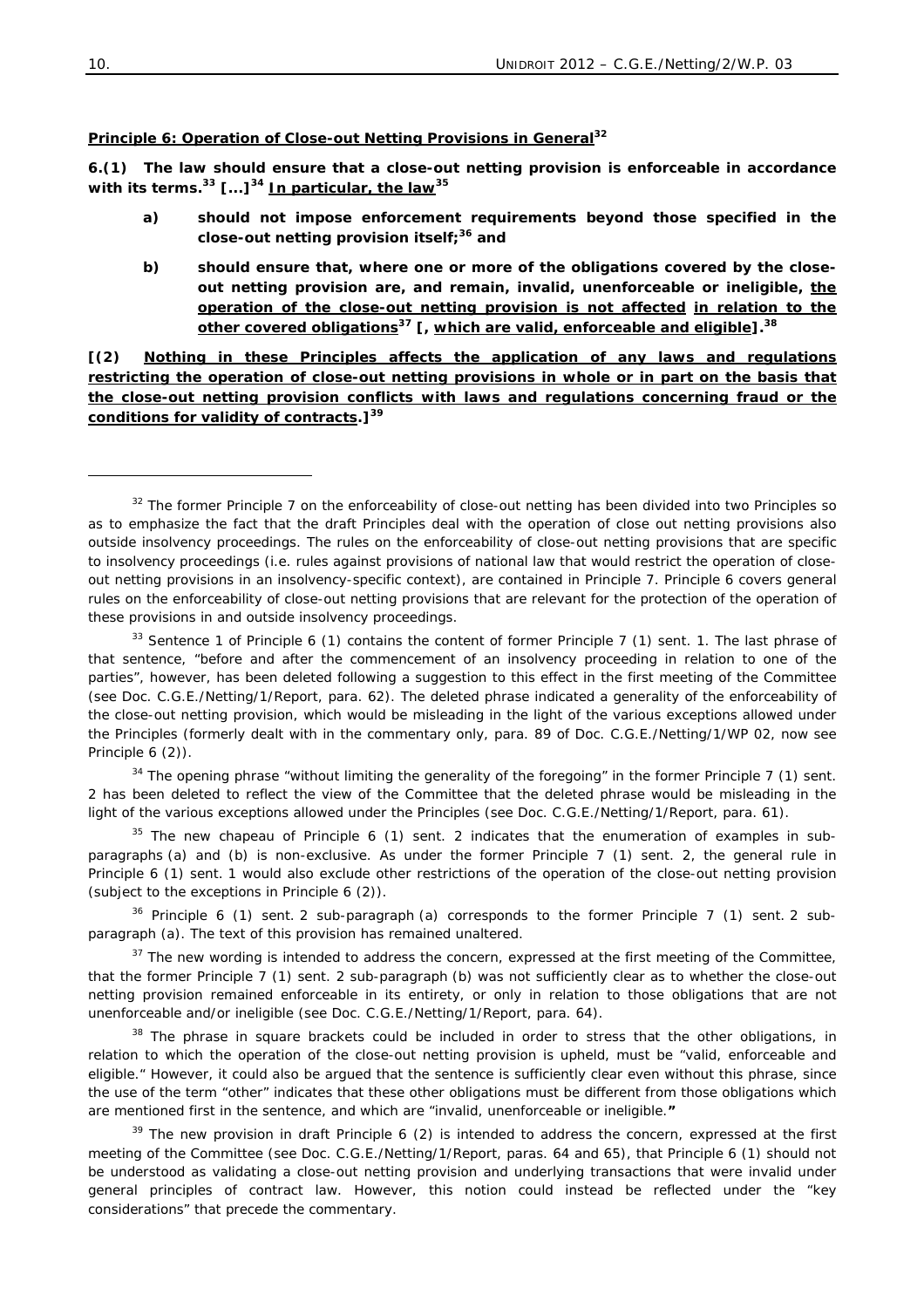**<u>Principle 6: Operation of Close-out Netting Provisions in General</u>[32]**

**6.(1) The law should ensure that a close-out netting provision is enforceable in accordance with its terms.[33] [...][34] <u>In particular, the law</u>[35]**

> **a) should not impose enforcement requirements beyond those specified in the close-out netting provision itself;[36] and**
>
> **b) should ensure that, where one or more of the obligations covered by the close-out netting provision are, and remain, invalid, unenforceable or ineligible, <u>the operation of the close-out netting provision is not affected</u> <u>in relation to the other covered obligations</u>[37] [, <u>which are valid, enforceable and eligible</u>].[38]**

**[(2) <u>Nothing in these Principles affects the application of any laws and regulations restricting the operation of close-out netting provisions in whole or in part on the basis that the close-out netting provision conflicts with laws and regulations concerning fraud or the conditions for validity of contracts</u>.][39]**

---

[32] The former Principle 7 on the enforceability of close-out netting has been divided into two Principles so as to emphasize the fact that the draft Principles deal with the operation of close out netting provisions also outside insolvency proceedings. The rules on the enforceability of close-out netting provisions that are specific to insolvency proceedings (i.e. rules against provisions of national law that would restrict the operation of close-out netting provisions in an insolvency-specific context), are contained in Principle 7. Principle 6 covers general rules on the enforceability of close-out netting provisions that are relevant for the protection of the operation of these provisions in and outside insolvency proceedings.

[33] Sentence 1 of Principle 6 (1) contains the content of former Principle 7 (1) sent. 1. The last phrase of that sentence, "before and after the commencement of an insolvency proceeding in relation to one of the parties", however, has been deleted following a suggestion to this effect in the first meeting of the Committee (see Doc. C.G.E./Netting/1/Report, para. 62). The deleted phrase indicated a generality of the enforceability of the close-out netting provision, which would be misleading in the light of the various exceptions allowed under the Principles (formerly dealt with in the commentary only, para. 89 of Doc. C.G.E./Netting/1/WP 02, now see Principle 6 (2)).

[34] The opening phrase "without limiting the generality of the foregoing" in the former Principle 7 (1) sent. 2 has been deleted to reflect the view of the Committee that the deleted phrase would be misleading in the light of the various exceptions allowed under the Principles (see Doc. C.G.E./Netting/1/Report, para. 61).

[35] The new chapeau of Principle 6 (1) sent. 2 indicates that the enumeration of examples in sub-paragraphs (a) and (b) is non-exclusive. As under the former Principle 7 (1) sent. 2, the general rule in Principle 6 (1) sent. 1 would also exclude other restrictions of the operation of the close-out netting provision (subject to the exceptions in Principle 6 (2)).

[36] Principle 6 (1) sent. 2 sub-paragraph (a) corresponds to the former Principle 7 (1) sent. 2 sub-paragraph (a). The text of this provision has remained unaltered.

[37] The new wording is intended to address the concern, expressed at the first meeting of the Committee, that the former Principle 7 (1) sent. 2 sub-paragraph (b) was not sufficiently clear as to whether the close-out netting provision remained enforceable in its entirety, or only in relation to those obligations that are not unenforceable and/or ineligible (see Doc. C.G.E./Netting/1/Report, para. 64).

[38] The phrase in square brackets could be included in order to stress that the other obligations, in relation to which the operation of the close-out netting provision is upheld, must be "valid, enforceable and eligible." However, it could also be argued that the sentence is sufficiently clear even without this phrase, since the use of the term "other" indicates that these other obligations must be different from those obligations which are mentioned first in the sentence, and which are "invalid, unenforceable or ineligible."

[39] The new provision in draft Principle 6 (2) is intended to address the concern, expressed at the first meeting of the Committee (see Doc. C.G.E./Netting/1/Report, paras. 64 and 65), that Principle 6 (1) should not be understood as validating a close-out netting provision and underlying transactions that were invalid under general principles of contract law. However, this notion could instead be reflected under the "key considerations" that precede the commentary.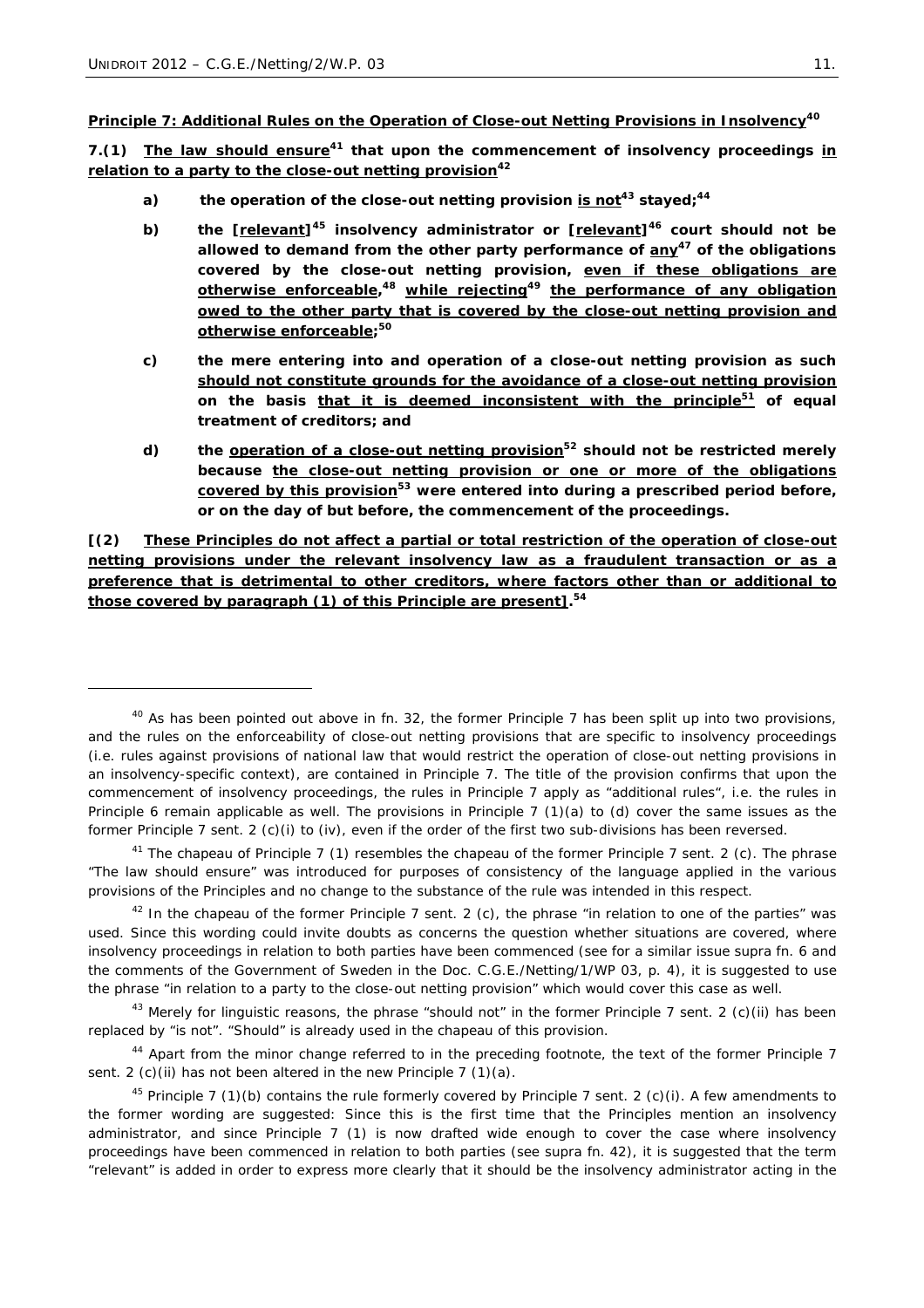**<u>Principle 7: Additional Rules on the Operation of Close-out Netting Provisions in Insolvency</u>**[40]

**7.(1) <u>The law should ensure</u>[41] that upon the commencement of insolvency proceedings <u>in relation to a party to the close-out netting provision</u>[42]**

- **a) the operation of the close-out netting provision <u>is not</u>[43] stayed;[44]**
- **b) the [<u>relevant</u>][45] insolvency administrator or [<u>relevant</u>][46] court should not be allowed to demand from the other party performance of <u>any</u>[47] of the obligations covered by the close-out netting provision, <u>even if these obligations are otherwise enforceable</u>,[48] <u>while rejecting</u>[49] <u>the performance of any obligation owed to the other party that is covered by the close-out netting provision and otherwise enforceable</u>;[50]**
- **c) the mere entering into and operation of a close-out netting provision as such <u>should not constitute grounds for the avoidance of a close-out netting provision</u> on the basis <u>that it is deemed inconsistent with the principle</u>[51] of equal treatment of creditors; and**
- **d) the <u>operation of a close-out netting provision</u>[52] should not be restricted merely because <u>the close-out netting provision or one or more of the obligations covered by this provision</u>[53] were entered into during a prescribed period before, or on the day of but before, the commencement of the proceedings.**

**[(2) <u>These Principles do not affect a partial or total restriction of the operation of close-out netting provisions under the relevant insolvency law as a fraudulent transaction or as a preference that is detrimental to other creditors, where factors other than or additional to those covered by paragraph (1) of this Principle are present</u>].[54]**

---

[40] As has been pointed out above in fn. 32, the former Principle 7 has been split up into two provisions, and the rules on the enforceability of close-out netting provisions that are specific to insolvency proceedings (i.e. rules against provisions of national law that would restrict the operation of close-out netting provisions in an insolvency-specific context), are contained in Principle 7. The title of the provision confirms that upon the commencement of insolvency proceedings, the rules in Principle 7 apply as "additional rules", i.e. the rules in Principle 6 remain applicable as well. The provisions in Principle 7 (1)(a) to (d) cover the same issues as the former Principle 7 sent. 2 (c)(i) to (iv), even if the order of the first two sub-divisions has been reversed.

[41] The chapeau of Principle 7 (1) resembles the chapeau of the former Principle 7 sent. 2 (c). The phrase "The law should ensure" was introduced for purposes of consistency of the language applied in the various provisions of the Principles and no change to the substance of the rule was intended in this respect.

[42] In the chapeau of the former Principle 7 sent. 2 (c), the phrase "in relation to one of the parties" was used. Since this wording could invite doubts as concerns the question whether situations are covered, where insolvency proceedings in relation to both parties have been commenced (see for a similar issue supra fn. 6 and the comments of the Government of Sweden in the Doc. C.G.E./Netting/1/WP 03, p. 4), it is suggested to use the phrase "in relation to a party to the close-out netting provision" which would cover this case as well.

[43] Merely for linguistic reasons, the phrase "should not" in the former Principle 7 sent. 2 (c)(ii) has been replaced by "is not". "Should" is already used in the chapeau of this provision.

[44] Apart from the minor change referred to in the preceding footnote, the text of the former Principle 7 sent. 2 (c)(ii) has not been altered in the new Principle 7 (1)(a).

[45] Principle 7 (1)(b) contains the rule formerly covered by Principle 7 sent. 2 (c)(i). A few amendments to the former wording are suggested: Since this is the first time that the Principles mention an insolvency administrator, and since Principle 7 (1) is now drafted wide enough to cover the case where insolvency proceedings have been commenced in relation to both parties (see supra fn. 42), it is suggested that the term "relevant" is added in order to express more clearly that it should be the insolvency administrator acting in the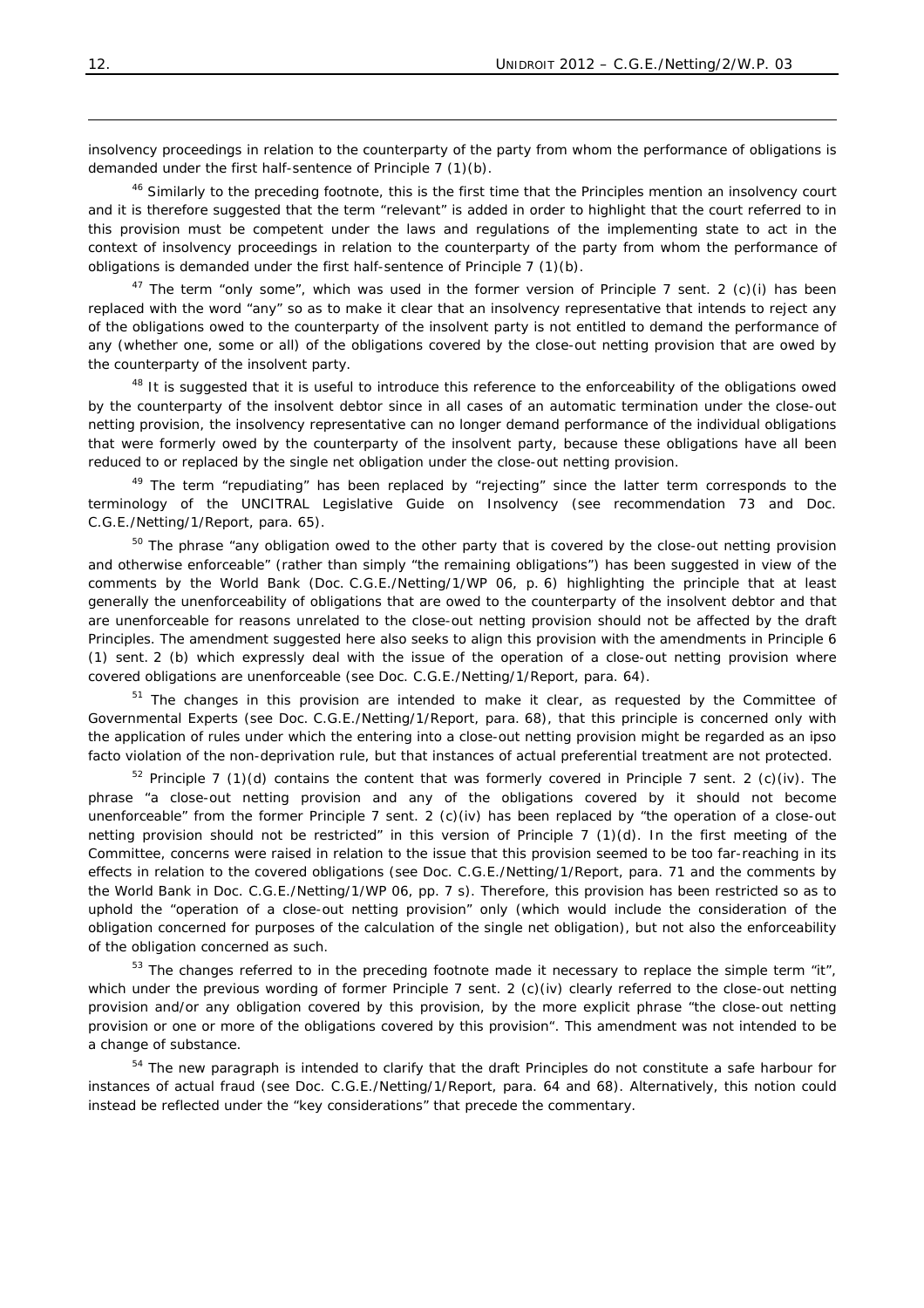insolvency proceedings in relation to the counterparty of the party from whom the performance of obligations is demanded under the first half-sentence of Principle 7 (1)(b).

[46] Similarly to the preceding footnote, this is the first time that the Principles mention an insolvency court and it is therefore suggested that the term "relevant" is added in order to highlight that the court referred to in this provision must be competent under the laws and regulations of the implementing state to act in the context of insolvency proceedings in relation to the counterparty of the party from whom the performance of obligations is demanded under the first half-sentence of Principle 7 (1)(b).

[47] The term "only some", which was used in the former version of Principle 7 sent. 2 (c)(i) has been replaced with the word "any" so as to make it clear that an insolvency representative that intends to reject any of the obligations owed to the counterparty of the insolvent party is not entitled to demand the performance of any (whether one, some or all) of the obligations covered by the close-out netting provision that are owed by the counterparty of the insolvent party.

[48] It is suggested that it is useful to introduce this reference to the enforceability of the obligations owed by the counterparty of the insolvent debtor since in all cases of an automatic termination under the close-out netting provision, the insolvency representative can no longer demand performance of the individual obligations that were formerly owed by the counterparty of the insolvent party, because these obligations have all been reduced to or replaced by the single net obligation under the close-out netting provision.

[49] The term "repudiating" has been replaced by "rejecting" since the latter term corresponds to the terminology of the UNCITRAL Legislative Guide on Insolvency (see recommendation 73 and Doc. C.G.E./Netting/1/Report, para. 65).

[50] The phrase "any obligation owed to the other party that is covered by the close-out netting provision and otherwise enforceable" (rather than simply "the remaining obligations") has been suggested in view of the comments by the World Bank (Doc. C.G.E./Netting/1/WP 06, p. 6) highlighting the principle that at least generally the unenforceability of obligations that are owed to the counterparty of the insolvent debtor and that are unenforceable for reasons unrelated to the close-out netting provision should not be affected by the draft Principles. The amendment suggested here also seeks to align this provision with the amendments in Principle 6 (1) sent. 2 (b) which expressly deal with the issue of the operation of a close-out netting provision where covered obligations are unenforceable (see Doc. C.G.E./Netting/1/Report, para. 64).

[51] The changes in this provision are intended to make it clear, as requested by the Committee of Governmental Experts (see Doc. C.G.E./Netting/1/Report, para. 68), that this principle is concerned only with the application of rules under which the entering into a close-out netting provision might be regarded as an ipso facto violation of the non-deprivation rule, but that instances of actual preferential treatment are not protected.

[52] Principle 7 (1)(d) contains the content that was formerly covered in Principle 7 sent. 2 (c)(iv). The phrase "a close-out netting provision and any of the obligations covered by it should not become unenforceable" from the former Principle 7 sent. 2 (c)(iv) has been replaced by "the operation of a close-out netting provision should not be restricted" in this version of Principle 7 (1)(d). In the first meeting of the Committee, concerns were raised in relation to the issue that this provision seemed to be too far-reaching in its effects in relation to the covered obligations (see Doc. C.G.E./Netting/1/Report, para. 71 and the comments by the World Bank in Doc. C.G.E./Netting/1/WP 06, pp. 7 s). Therefore, this provision has been restricted so as to uphold the "operation of a close-out netting provision" only (which would include the consideration of the obligation concerned for purposes of the calculation of the single net obligation), but not also the enforceability of the obligation concerned as such.

[53] The changes referred to in the preceding footnote made it necessary to replace the simple term "it", which under the previous wording of former Principle 7 sent. 2 (c)(iv) clearly referred to the close-out netting provision and/or any obligation covered by this provision, by the more explicit phrase "the close-out netting provision or one or more of the obligations covered by this provision". This amendment was not intended to be a change of substance.

[54] The new paragraph is intended to clarify that the draft Principles do not constitute a safe harbour for instances of actual fraud (see Doc. C.G.E./Netting/1/Report, para. 64 and 68). Alternatively, this notion could instead be reflected under the "key considerations" that precede the commentary.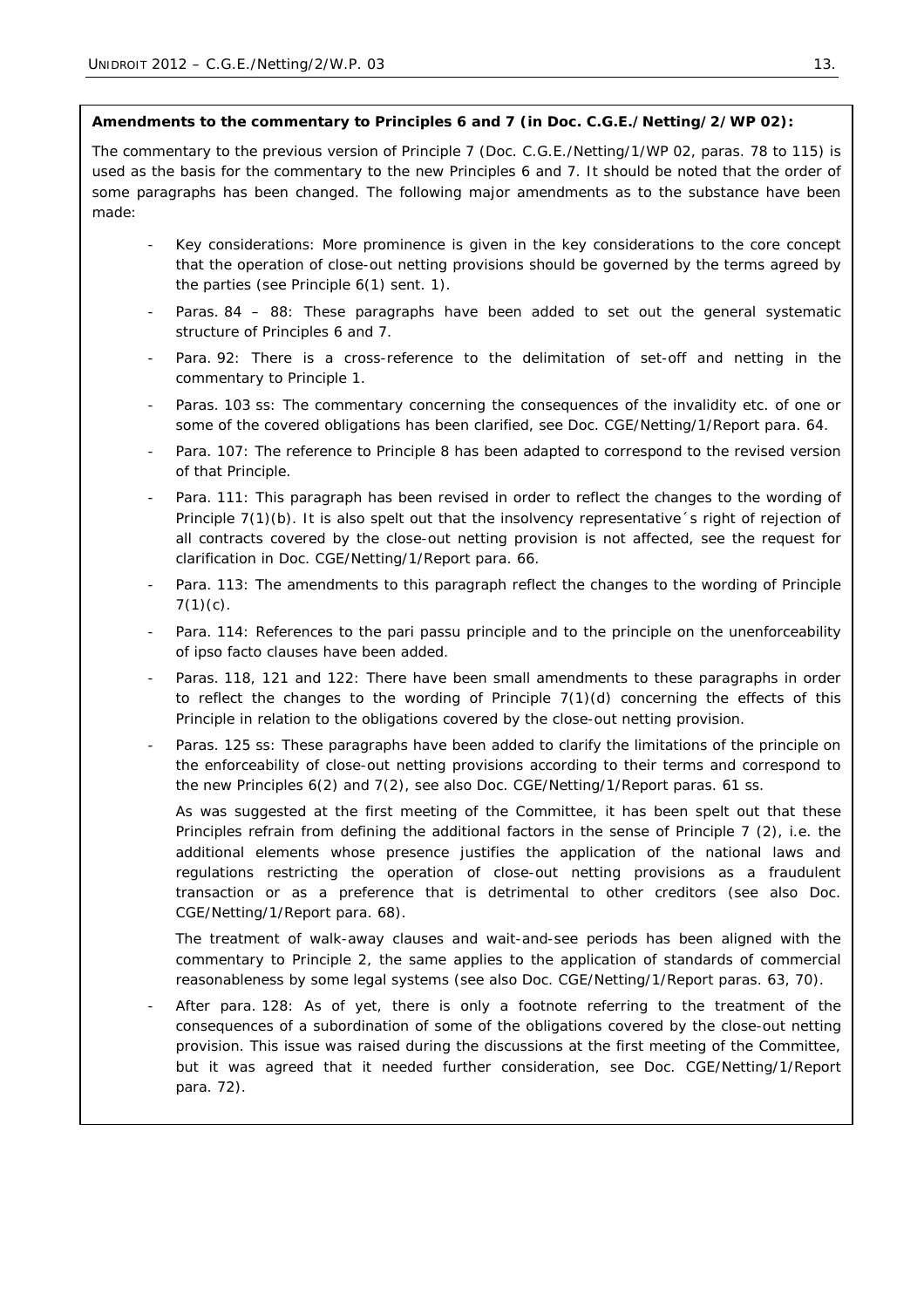**Amendments to the commentary to Principles 6 and 7 (in Doc. C.G.E./Netting/2/WP 02):**

The commentary to the previous version of Principle 7 (Doc. C.G.E./Netting/1/WP 02, paras. 78 to 115) is used as the basis for the commentary to the new Principles 6 and 7. It should be noted that the order of some paragraphs has been changed. The following major amendments as to the substance have been made:

- *Key considerations*: More prominence is given in the key considerations to the core concept that the operation of close-out netting provisions should be governed by the terms agreed by the parties (see Principle 6(1) sent. 1).
- *Paras. 84 – 88*: These paragraphs have been added to set out the general systematic structure of Principles 6 and 7.
- *Para. 92*: There is a cross-reference to the delimitation of set-off and netting in the commentary to Principle 1.
- *Paras. 103 ss*: The commentary concerning the consequences of the invalidity etc. of one or some of the covered obligations has been clarified, see Doc. CGE/Netting/1/Report para. 64.
- *Para. 107*: The reference to Principle 8 has been adapted to correspond to the revised version of that Principle.
- *Para. 111*: This paragraph has been revised in order to reflect the changes to the wording of Principle 7(1)(b). It is also spelt out that the insolvency representative´s right of rejection of all contracts covered by the close-out netting provision is not affected, see the request for clarification in Doc. CGE/Netting/1/Report para. 66.
- *Para. 113*: The amendments to this paragraph reflect the changes to the wording of Principle 7(1)(c).
- *Para. 114*: References to the pari passu principle and to the principle on the unenforceability of ipso facto clauses have been added.
- *Paras. 118, 121 and 122*: There have been small amendments to these paragraphs in order to reflect the changes to the wording of Principle 7(1)(d) concerning the effects of this Principle in relation to the obligations covered by the close-out netting provision.
- *Paras. 125 ss*: These paragraphs have been added to clarify the limitations of the principle on the enforceability of close-out netting provisions according to their terms and correspond to the new Principles 6(2) and 7(2), see also Doc. CGE/Netting/1/Report paras. 61 ss.

  As was suggested at the first meeting of the Committee, it has been spelt out that these Principles refrain from defining the additional factors in the sense of Principle 7 (2), i.e. the additional elements whose presence justifies the application of the national laws and regulations restricting the operation of close-out netting provisions as a fraudulent transaction or as a preference that is detrimental to other creditors (see also Doc. CGE/Netting/1/Report para. 68).

  The treatment of walk-away clauses and wait-and-see periods has been aligned with the commentary to Principle 2, the same applies to the application of standards of commercial reasonableness by some legal systems (see also Doc. CGE/Netting/1/Report paras. 63, 70).
- *After para. 128*: As of yet, there is only a footnote referring to the treatment of the consequences of a subordination of some of the obligations covered by the close-out netting provision. This issue was raised during the discussions at the first meeting of the Committee, but it was agreed that it needed further consideration, see Doc. CGE/Netting/1/Report para. 72).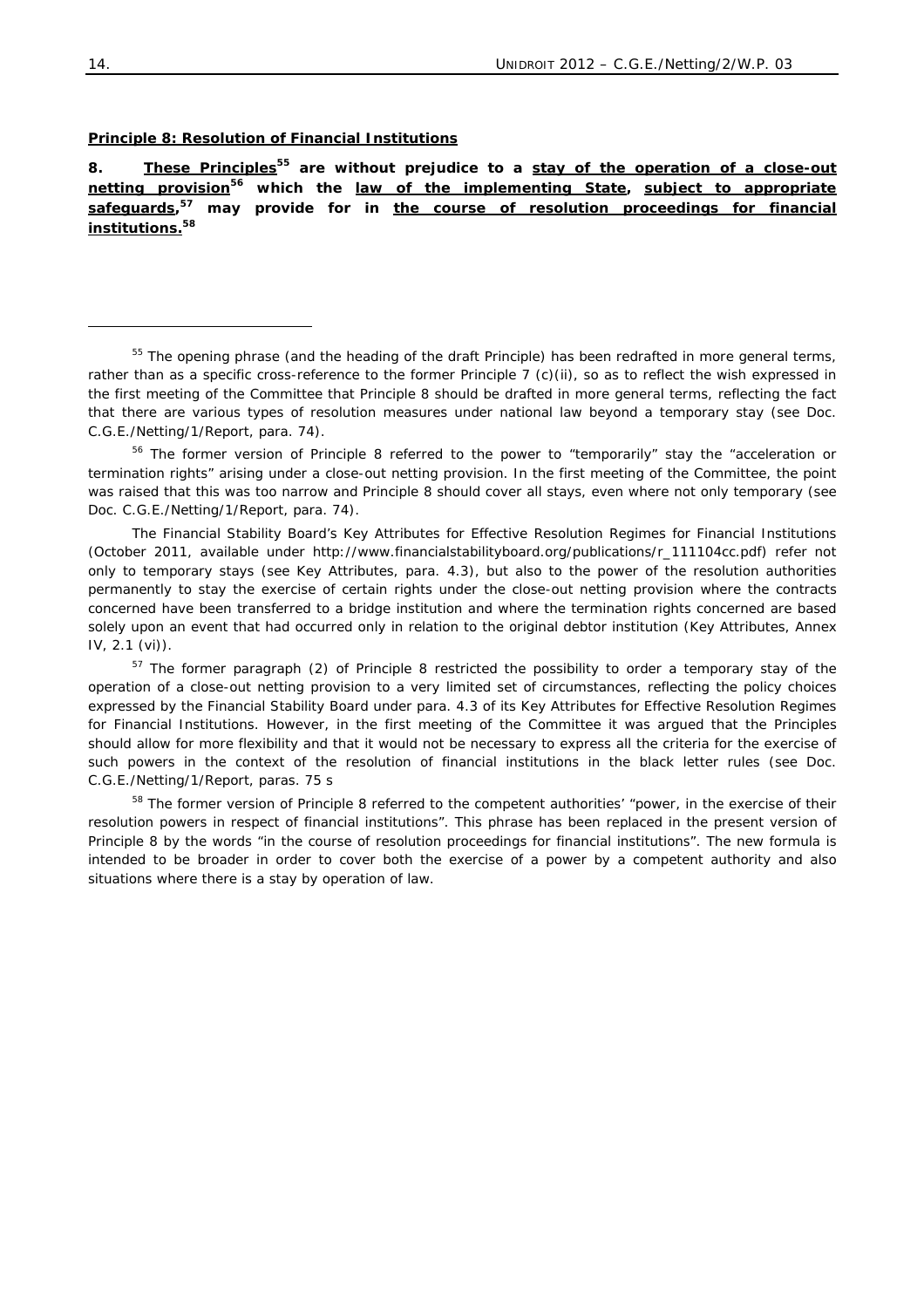**Principle 8: Resolution of Financial Institutions**

**8. These Principles[55] are without prejudice to a stay of the operation of a close-out netting provision[56] which the law of the implementing State, subject to appropriate safeguards,[57] may provide for in the course of resolution proceedings for financial institutions.[58]**

---

[55] The opening phrase (and the heading of the draft Principle) has been redrafted in more general terms, rather than as a specific cross-reference to the former Principle 7 (c)(ii), so as to reflect the wish expressed in the first meeting of the Committee that Principle 8 should be drafted in more general terms, reflecting the fact that there are various types of resolution measures under national law beyond a temporary stay (see Doc. C.G.E./Netting/1/Report, para. 74).

[56] The former version of Principle 8 referred to the power to "temporarily" stay the "acceleration or termination rights" arising under a close-out netting provision. In the first meeting of the Committee, the point was raised that this was too narrow and Principle 8 should cover all stays, even where not only temporary (see Doc. C.G.E./Netting/1/Report, para. 74).

The Financial Stability Board's Key Attributes for Effective Resolution Regimes for Financial Institutions (October 2011, available under http://www.financialstabilityboard.org/publications/r_111104cc.pdf) refer not only to temporary stays (see Key Attributes, para. 4.3), but also to the power of the resolution authorities permanently to stay the exercise of certain rights under the close-out netting provision where the contracts concerned have been transferred to a bridge institution and where the termination rights concerned are based solely upon an event that had occurred only in relation to the original debtor institution (Key Attributes, Annex IV, 2.1 (vi)).

[57] The former paragraph (2) of Principle 8 restricted the possibility to order a temporary stay of the operation of a close-out netting provision to a very limited set of circumstances, reflecting the policy choices expressed by the Financial Stability Board under para. 4.3 of its Key Attributes for Effective Resolution Regimes for Financial Institutions. However, in the first meeting of the Committee it was argued that the Principles should allow for more flexibility and that it would not be necessary to express all the criteria for the exercise of such powers in the context of the resolution of financial institutions in the black letter rules (see Doc. C.G.E./Netting/1/Report, paras. 75 s

[58] The former version of Principle 8 referred to the competent authorities' "power, in the exercise of their resolution powers in respect of financial institutions". This phrase has been replaced in the present version of Principle 8 by the words "in the course of resolution proceedings for financial institutions". The new formula is intended to be broader in order to cover both the exercise of a power by a competent authority and also situations where there is a stay by operation of law.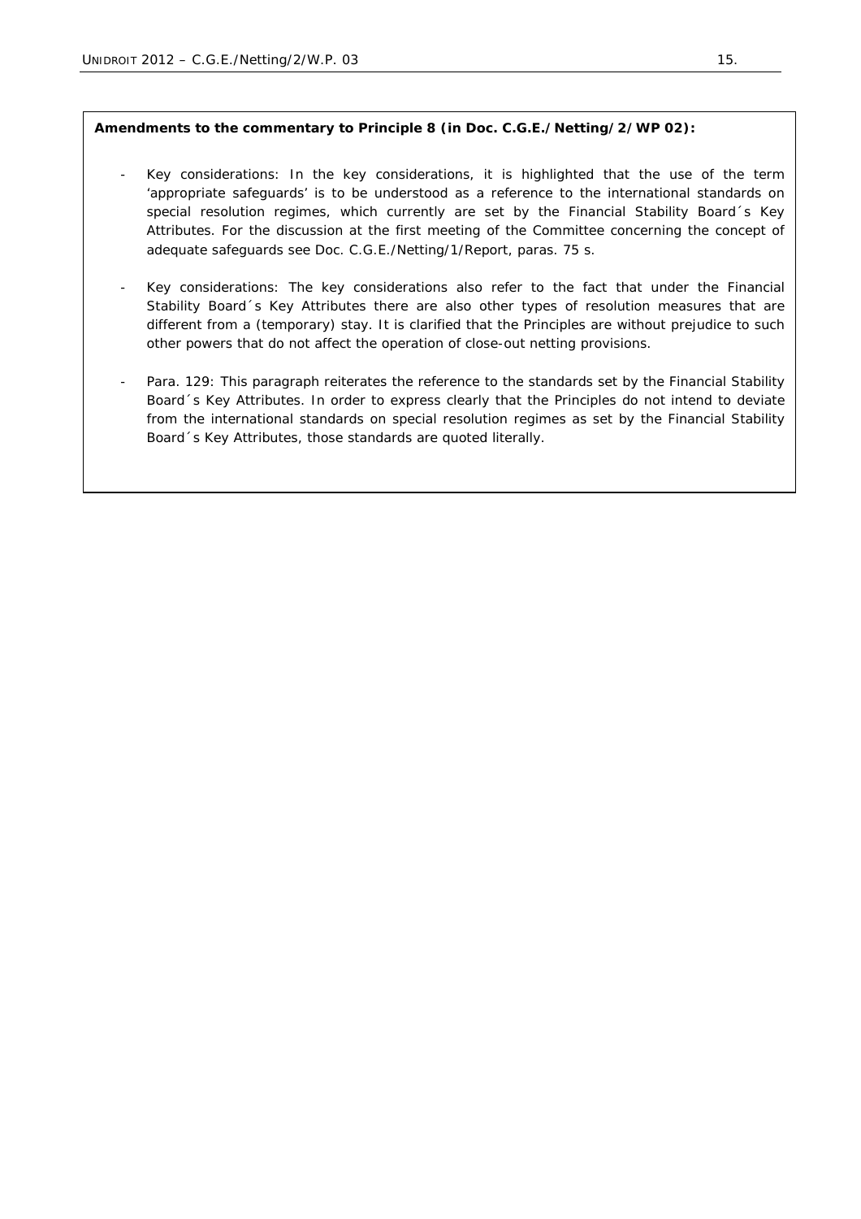**Amendments to the commentary to Principle 8 (in Doc. C.G.E./Netting/2/WP 02):**

- Key considerations: In the key considerations, it is highlighted that the use of the term 'appropriate safeguards' is to be understood as a reference to the international standards on special resolution regimes, which currently are set by the Financial Stability Board´s Key Attributes. For the discussion at the first meeting of the Committee concerning the concept of adequate safeguards see Doc. C.G.E./Netting/1/Report, paras. 75 s.

- Key considerations: The key considerations also refer to the fact that under the Financial Stability Board´s Key Attributes there are also other types of resolution measures that are different from a (temporary) stay. It is clarified that the Principles are without prejudice to such other powers that do not affect the operation of close-out netting provisions.

- Para. 129: This paragraph reiterates the reference to the standards set by the Financial Stability Board´s Key Attributes. In order to express clearly that the Principles do not intend to deviate from the international standards on special resolution regimes as set by the Financial Stability Board´s Key Attributes, those standards are quoted literally.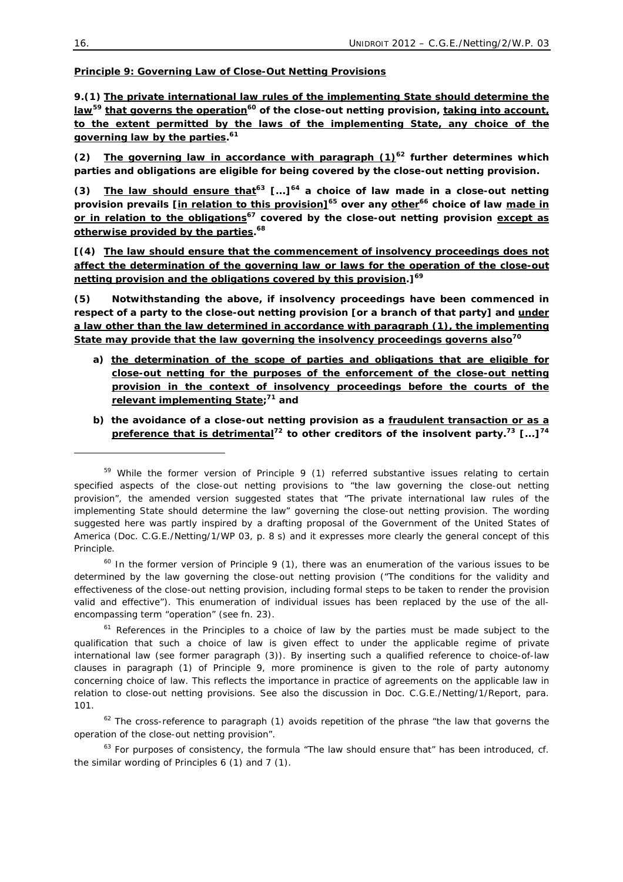**Principle 9: Governing Law of Close-Out Netting Provisions**

**9.(1) The private international law rules of the implementing State should determine the law[59] that governs the operation[60] of the close-out netting provision, taking into account, to the extent permitted by the laws of the implementing State, any choice of the governing law by the parties.[61]**

**(2) The governing law in accordance with paragraph (1)[62] further determines which parties and obligations are eligible for being covered by the close-out netting provision.**

**(3) The law should ensure that[63] [...][64] a choice of law made in a close-out netting provision prevails [in relation to this provision][65] over any other[66] choice of law made in or in relation to the obligations[67] covered by the close-out netting provision except as otherwise provided by the parties.[68]**

**[(4) The law should ensure that the commencement of insolvency proceedings does not affect the determination of the governing law or laws for the operation of the close-out netting provision and the obligations covered by this provision.][69]**

**(5) Notwithstanding the above, if insolvency proceedings have been commenced in respect of a party to the close-out netting provision [or a branch of that party] and under a law other than the law determined in accordance with paragraph (1), the implementing State may provide that the law governing the insolvency proceedings governs also[70]**

- **a) the determination of the scope of parties and obligations that are eligible for close-out netting for the purposes of the enforcement of the close-out netting provision in the context of insolvency proceedings before the courts of the relevant implementing State;[71] and**
- **b) the avoidance of a close-out netting provision as a fraudulent transaction or as a preference that is detrimental[72] to other creditors of the insolvent party.[73] [...][74]**

---

[59] While the former version of Principle 9 (1) referred substantive issues relating to certain specified aspects of the close-out netting provisions to "the law governing the close-out netting provision", the amended version suggested states that "The private international law rules of the implementing State should determine the law" governing the close-out netting provision. The wording suggested here was partly inspired by a drafting proposal of the Government of the United States of America (Doc. C.G.E./Netting/1/WP 03, p. 8 s) and it expresses more clearly the general concept of this Principle.

[60] In the former version of Principle 9 (1), there was an enumeration of the various issues to be determined by the law governing the close-out netting provision ("The conditions for the validity and effectiveness of the close-out netting provision, including formal steps to be taken to render the provision valid and effective"). This enumeration of individual issues has been replaced by the use of the all-encompassing term "operation" (see fn. 23).

[61] References in the Principles to a choice of law by the parties must be made subject to the qualification that such a choice of law is given effect to under the applicable regime of private international law (see former paragraph (3)). By inserting such a qualified reference to choice-of-law clauses in paragraph (1) of Principle 9, more prominence is given to the role of party autonomy concerning choice of law. This reflects the importance in practice of agreements on the applicable law in relation to close-out netting provisions. See also the discussion in Doc. C.G.E./Netting/1/Report, para. 101.

[62] The cross-reference to paragraph (1) avoids repetition of the phrase "the law that governs the operation of the close-out netting provision".

[63] For purposes of consistency, the formula "The law should ensure that" has been introduced, cf. the similar wording of Principles 6 (1) and 7 (1).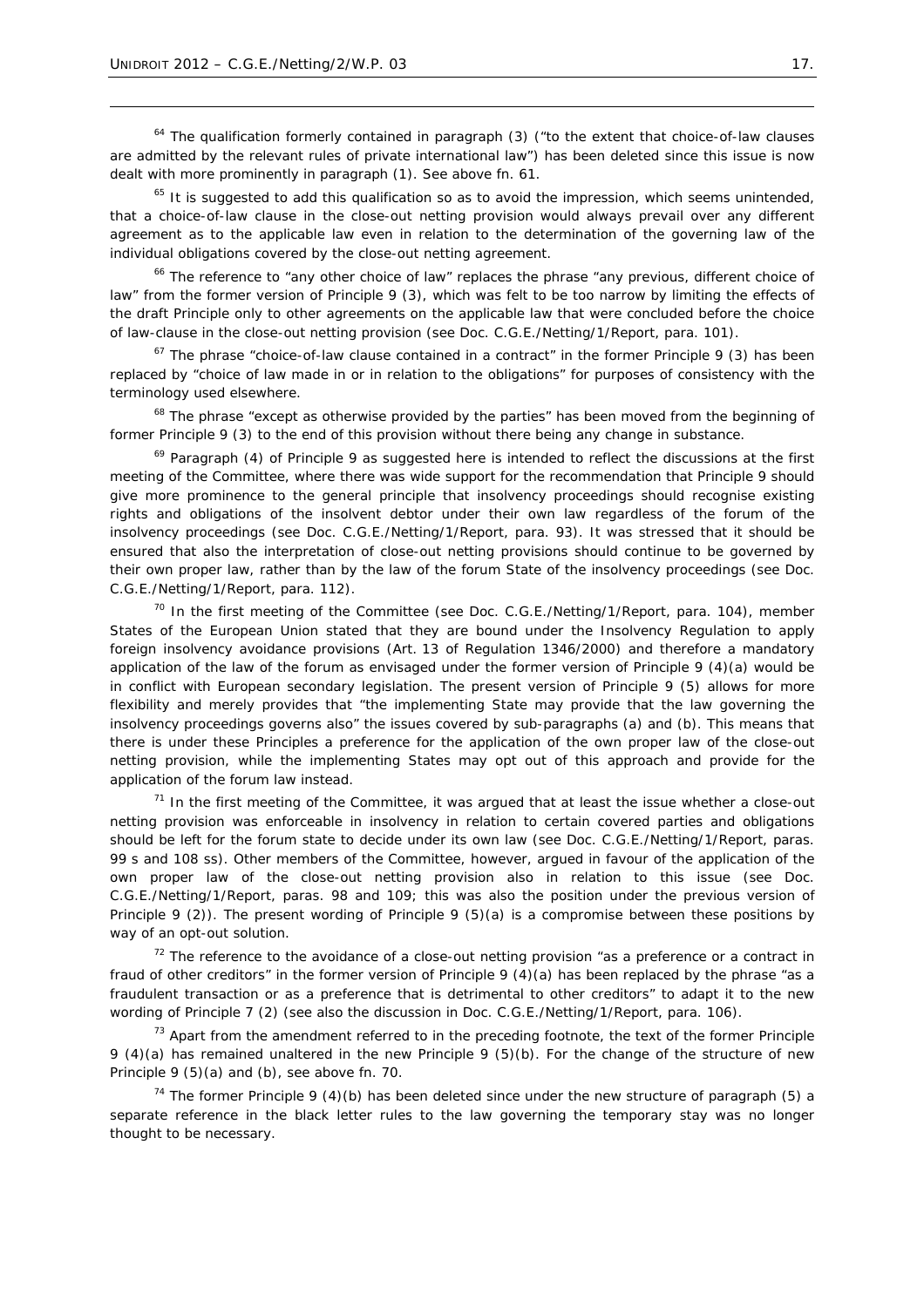[64] The qualification formerly contained in paragraph (3) ("to the extent that choice-of-law clauses are admitted by the relevant rules of private international law") has been deleted since this issue is now dealt with more prominently in paragraph (1). See above fn. 61.

[65] It is suggested to add this qualification so as to avoid the impression, which seems unintended, that a choice-of-law clause in the close-out netting provision would always prevail over any different agreement as to the applicable law even in relation to the determination of the governing law of the individual obligations covered by the close-out netting agreement.

[66] The reference to "any other choice of law" replaces the phrase "any previous, different choice of law" from the former version of Principle 9 (3), which was felt to be too narrow by limiting the effects of the draft Principle only to other agreements on the applicable law that were concluded before the choice of law-clause in the close-out netting provision (see Doc. C.G.E./Netting/1/Report, para. 101).

[67] The phrase "choice-of-law clause contained in a contract" in the former Principle 9 (3) has been replaced by "choice of law made in or in relation to the obligations" for purposes of consistency with the terminology used elsewhere.

[68] The phrase "except as otherwise provided by the parties" has been moved from the beginning of former Principle 9 (3) to the end of this provision without there being any change in substance.

[69] Paragraph (4) of Principle 9 as suggested here is intended to reflect the discussions at the first meeting of the Committee, where there was wide support for the recommendation that Principle 9 should give more prominence to the general principle that insolvency proceedings should recognise existing rights and obligations of the insolvent debtor under their own law regardless of the forum of the insolvency proceedings (see Doc. C.G.E./Netting/1/Report, para. 93). It was stressed that it should be ensured that also the interpretation of close-out netting provisions should continue to be governed by their own proper law, rather than by the law of the forum State of the insolvency proceedings (see Doc. C.G.E./Netting/1/Report, para. 112).

[70] In the first meeting of the Committee (see Doc. C.G.E./Netting/1/Report, para. 104), member States of the European Union stated that they are bound under the Insolvency Regulation to apply foreign insolvency avoidance provisions (Art. 13 of Regulation 1346/2000) and therefore a mandatory application of the law of the forum as envisaged under the former version of Principle 9 (4)(a) would be in conflict with European secondary legislation. The present version of Principle 9 (5) allows for more flexibility and merely provides that "the implementing State may provide that the law governing the insolvency proceedings governs also" the issues covered by sub-paragraphs (a) and (b). This means that there is under these Principles a preference for the application of the own proper law of the close-out netting provision, while the implementing States may opt out of this approach and provide for the application of the forum law instead.

[71] In the first meeting of the Committee, it was argued that at least the issue whether a close-out netting provision was enforceable in insolvency in relation to certain covered parties and obligations should be left for the forum state to decide under its own law (see Doc. C.G.E./Netting/1/Report, paras. 99 s and 108 ss). Other members of the Committee, however, argued in favour of the application of the own proper law of the close-out netting provision also in relation to this issue (see Doc. C.G.E./Netting/1/Report, paras. 98 and 109; this was also the position under the previous version of Principle 9 (2)). The present wording of Principle 9 (5)(a) is a compromise between these positions by way of an opt-out solution.

[72] The reference to the avoidance of a close-out netting provision "as a preference or a contract in fraud of other creditors" in the former version of Principle 9 (4)(a) has been replaced by the phrase "as a fraudulent transaction or as a preference that is detrimental to other creditors" to adapt it to the new wording of Principle 7 (2) (see also the discussion in Doc. C.G.E./Netting/1/Report, para. 106).

[73] Apart from the amendment referred to in the preceding footnote, the text of the former Principle 9 (4)(a) has remained unaltered in the new Principle 9 (5)(b). For the change of the structure of new Principle 9 (5)(a) and (b), see above fn. 70.

[74] The former Principle 9 (4)(b) has been deleted since under the new structure of paragraph (5) a separate reference in the black letter rules to the law governing the temporary stay was no longer thought to be necessary.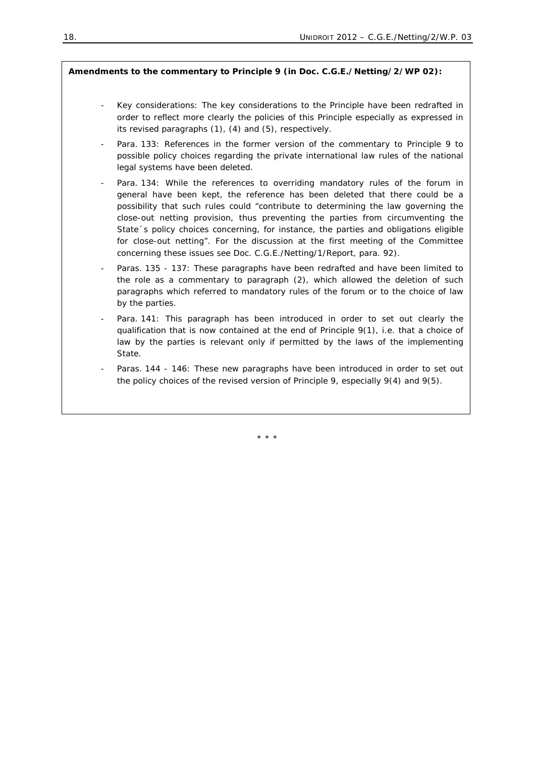**Amendments to the commentary to Principle 9 (in Doc. C.G.E./Netting/2/WP 02):**

- *Key considerations: The key considerations to the Principle have been redrafted in order to reflect more clearly the policies of this Principle especially as expressed in its revised paragraphs (1), (4) and (5), respectively.*
- *Para. 133: References in the former version of the commentary to Principle 9 to possible policy choices regarding the private international law rules of the national legal systems have been deleted.*
- *Para. 134: While the references to overriding mandatory rules of the forum in general have been kept, the reference has been deleted that there could be a possibility that such rules could "contribute to determining the law governing the close-out netting provision, thus preventing the parties from circumventing the State´s policy choices concerning, for instance, the parties and obligations eligible for close-out netting". For the discussion at the first meeting of the Committee concerning these issues see Doc. C.G.E./Netting/1/Report, para. 92).*
- *Paras. 135 - 137: These paragraphs have been redrafted and have been limited to the role as a commentary to paragraph (2), which allowed the deletion of such paragraphs which referred to mandatory rules of the forum or to the choice of law by the parties.*
- *Para. 141: This paragraph has been introduced in order to set out clearly the qualification that is now contained at the end of Principle 9(1), i.e. that a choice of law by the parties is relevant only if permitted by the laws of the implementing State.*
- *Paras. 144 - 146: These new paragraphs have been introduced in order to set out the policy choices of the revised version of Principle 9, especially 9(4) and 9(5).*

\* \* \*